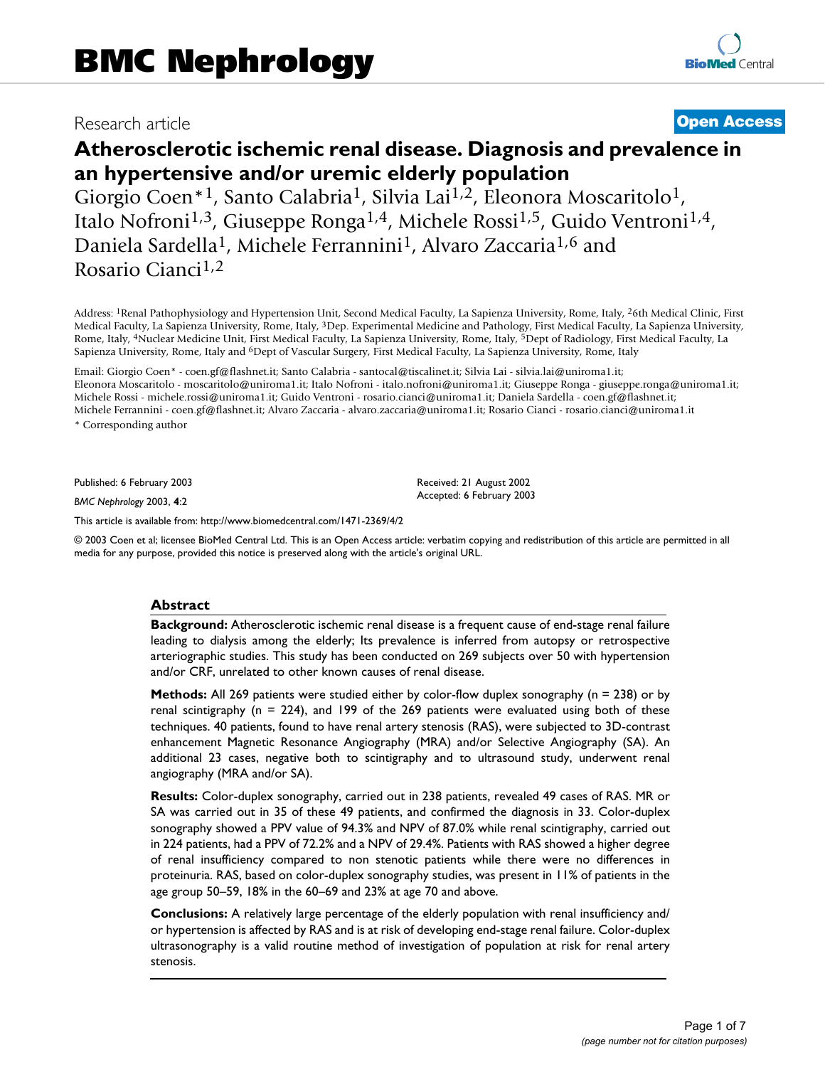# BMC Nephrology

Research article

**Open Access**

## Atherosclerotic ischemic renal disease. Diagnosis and prevalence in an hypertensive and/or uremic elderly population

Giorgio Coen*[1], Santo Calabria[1], Silvia Lai[1,2], Eleonora Moscaritolo[1], Italo Nofroni[1,3], Giuseppe Ronga[1,4], Michele Rossi[1,5], Guido Ventroni[1,4], Daniela Sardella[1], Michele Ferrannini[1], Alvaro Zaccaria[1,6] and Rosario Cianci[1,2]

Address: [1]Renal Pathophysiology and Hypertension Unit, Second Medical Faculty, La Sapienza University, Rome, Italy, [2]6th Medical Clinic, First Medical Faculty, La Sapienza University, Rome, Italy, [3]Dep. Experimental Medicine and Pathology, First Medical Faculty, La Sapienza University, Rome, Italy, [4]Nuclear Medicine Unit, First Medical Faculty, La Sapienza University, Rome, Italy, [5]Dept of Radiology, First Medical Faculty, La Sapienza University, Rome, Italy and [6]Dept of Vascular Surgery, First Medical Faculty, La Sapienza University, Rome, Italy

Email: Giorgio Coen* - coen.gf@flashnet.it; Santo Calabria - santocal@tiscalinet.it; Silvia Lai - silvia.lai@uniroma1.it; Eleonora Moscaritolo - moscaritolo@uniroma1.it; Italo Nofroni - italo.nofroni@uniroma1.it; Giuseppe Ronga - giuseppe.ronga@uniroma1.it; Michele Rossi - michele.rossi@uniroma1.it; Guido Ventroni - rosario.cianci@uniroma1.it; Daniela Sardella - coen.gf@flashnet.it; Michele Ferrannini - coen.gf@flashnet.it; Alvaro Zaccaria - alvaro.zaccaria@uniroma1.it; Rosario Cianci - rosario.cianci@uniroma1.it

\* Corresponding author

Published: 6 February 2003

*BMC Nephrology* 2003, **4**:2

Received: 21 August 2002
Accepted: 6 February 2003

This article is available from: http://www.biomedcentral.com/1471-2369/4/2

© 2003 Coen et al; licensee BioMed Central Ltd. This is an Open Access article: verbatim copying and redistribution of this article are permitted in all media for any purpose, provided this notice is preserved along with the article's original URL.

### Abstract

**Background:** Atherosclerotic ischemic renal disease is a frequent cause of end-stage renal failure leading to dialysis among the elderly; Its prevalence is inferred from autopsy or retrospective arteriographic studies. This study has been conducted on 269 subjects over 50 with hypertension and/or CRF, unrelated to other known causes of renal disease.

**Methods:** All 269 patients were studied either by color-flow duplex sonography (n = 238) or by renal scintigraphy (n = 224), and 199 of the 269 patients were evaluated using both of these techniques. 40 patients, found to have renal artery stenosis (RAS), were subjected to 3D-contrast enhancement Magnetic Resonance Angiography (MRA) and/or Selective Angiography (SA). An additional 23 cases, negative both to scintigraphy and to ultrasound study, underwent renal angiography (MRA and/or SA).

**Results:** Color-duplex sonography, carried out in 238 patients, revealed 49 cases of RAS. MR or SA was carried out in 35 of these 49 patients, and confirmed the diagnosis in 33. Color-duplex sonography showed a PPV value of 94.3% and NPV of 87.0% while renal scintigraphy, carried out in 224 patients, had a PPV of 72.2% and a NPV of 29.4%. Patients with RAS showed a higher degree of renal insufficiency compared to non stenotic patients while there were no differences in proteinuria. RAS, based on color-duplex sonography studies, was present in 11% of patients in the age group 50–59, 18% in the 60–69 and 23% at age 70 and above.

**Conclusions:** A relatively large percentage of the elderly population with renal insufficiency and/or hypertension is affected by RAS and is at risk of developing end-stage renal failure. Color-duplex ultrasonography is a valid routine method of investigation of population at risk for renal artery stenosis.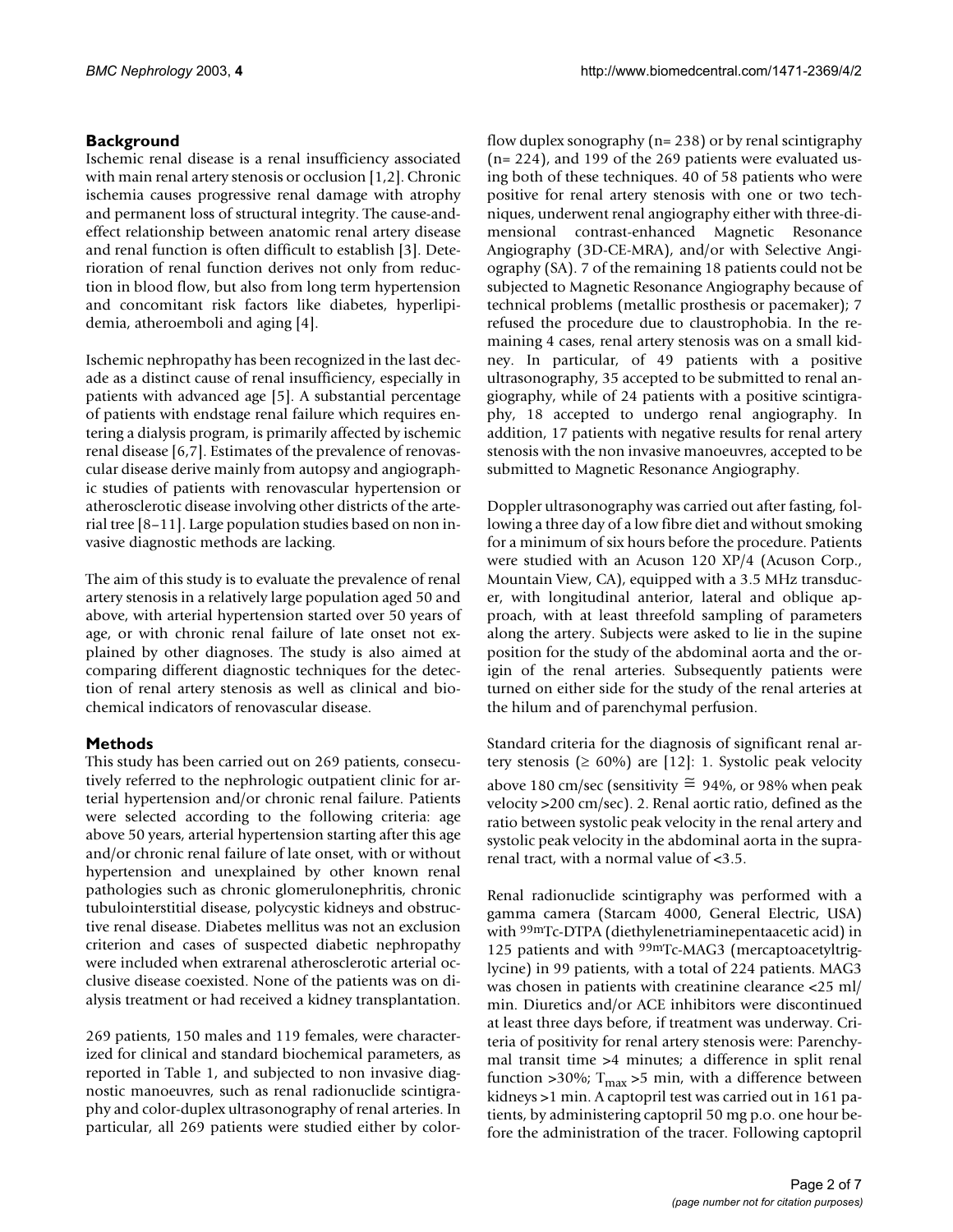## Background

Ischemic renal disease is a renal insufficiency associated with main renal artery stenosis or occlusion [1,2]. Chronic ischemia causes progressive renal damage with atrophy and permanent loss of structural integrity. The cause-and-effect relationship between anatomic renal artery disease and renal function is often difficult to establish [3]. Deterioration of renal function derives not only from reduction in blood flow, but also from long term hypertension and concomitant risk factors like diabetes, hyperlipidemia, atheroemboli and aging [4].

Ischemic nephropathy has been recognized in the last decade as a distinct cause of renal insufficiency, especially in patients with advanced age [5]. A substantial percentage of patients with endstage renal failure which requires entering a dialysis program, is primarily affected by ischemic renal disease [6,7]. Estimates of the prevalence of renovascular disease derive mainly from autopsy and angiographic studies of patients with renovascular hypertension or atherosclerotic disease involving other districts of the arterial tree [8–11]. Large population studies based on non invasive diagnostic methods are lacking.

The aim of this study is to evaluate the prevalence of renal artery stenosis in a relatively large population aged 50 and above, with arterial hypertension started over 50 years of age, or with chronic renal failure of late onset not explained by other diagnoses. The study is also aimed at comparing different diagnostic techniques for the detection of renal artery stenosis as well as clinical and biochemical indicators of renovascular disease.

## Methods

This study has been carried out on 269 patients, consecutively referred to the nephrologic outpatient clinic for arterial hypertension and/or chronic renal failure. Patients were selected according to the following criteria: age above 50 years, arterial hypertension starting after this age and/or chronic renal failure of late onset, with or without hypertension and unexplained by other known renal pathologies such as chronic glomerulonephritis, chronic tubulointerstitial disease, polycystic kidneys and obstructive renal disease. Diabetes mellitus was not an exclusion criterion and cases of suspected diabetic nephropathy were included when extrarenal atherosclerotic arterial occlusive disease coexisted. None of the patients was on dialysis treatment or had received a kidney transplantation.

269 patients, 150 males and 119 females, were characterized for clinical and standard biochemical parameters, as reported in Table 1, and subjected to non invasive diagnostic manoeuvres, such as renal radionuclide scintigraphy and color-duplex ultrasonography of renal arteries. In particular, all 269 patients were studied either by color-flow duplex sonography (n= 238) or by renal scintigraphy (n= 224), and 199 of the 269 patients were evaluated using both of these techniques. 40 of 58 patients who were positive for renal artery stenosis with one or two techniques, underwent renal angiography either with three-dimensional contrast-enhanced Magnetic Resonance Angiography (3D-CE-MRA), and/or with Selective Angiography (SA). 7 of the remaining 18 patients could not be subjected to Magnetic Resonance Angiography because of technical problems (metallic prosthesis or pacemaker); 7 refused the procedure due to claustrophobia. In the remaining 4 cases, renal artery stenosis was on a small kidney. In particular, of 49 patients with a positive ultrasonography, 35 accepted to be submitted to renal angiography, while of 24 patients with a positive scintigraphy, 18 accepted to undergo renal angiography. In addition, 17 patients with negative results for renal artery stenosis with the non invasive manoeuvres, accepted to be submitted to Magnetic Resonance Angiography.

Doppler ultrasonography was carried out after fasting, following a three day of a low fibre diet and without smoking for a minimum of six hours before the procedure. Patients were studied with an Acuson 120 XP/4 (Acuson Corp., Mountain View, CA), equipped with a 3.5 MHz transducer, with longitudinal anterior, lateral and oblique approach, with at least threefold sampling of parameters along the artery. Subjects were asked to lie in the supine position for the study of the abdominal aorta and the origin of the renal arteries. Subsequently patients were turned on either side for the study of the renal arteries at the hilum and of parenchymal perfusion.

Standard criteria for the diagnosis of significant renal artery stenosis ($\geq$ 60%) are [12]: 1. Systolic peak velocity above 180 cm/sec (sensitivity $\cong$ 94%, or 98% when peak velocity >200 cm/sec). 2. Renal aortic ratio, defined as the ratio between systolic peak velocity in the renal artery and systolic peak velocity in the abdominal aorta in the suprarenal tract, with a normal value of <3.5.

Renal radionuclide scintigraphy was performed with a gamma camera (Starcam 4000, General Electric, USA) with $^{99m}$Tc-DTPA (diethylenetriaminepentaacetic acid) in 125 patients and with $^{99m}$Tc-MAG3 (mercaptoacetyltriglycine) in 99 patients, with a total of 224 patients. MAG3 was chosen in patients with creatinine clearance <25 ml/min. Diuretics and/or ACE inhibitors were discontinued at least three days before, if treatment was underway. Criteria of positivity for renal artery stenosis were: Parenchymal transit time >4 minutes; a difference in split renal function >30%; $T_{max}$ >5 min, with a difference between kidneys >1 min. A captopril test was carried out in 161 patients, by administering captopril 50 mg p.o. one hour before the administration of the tracer. Following captopril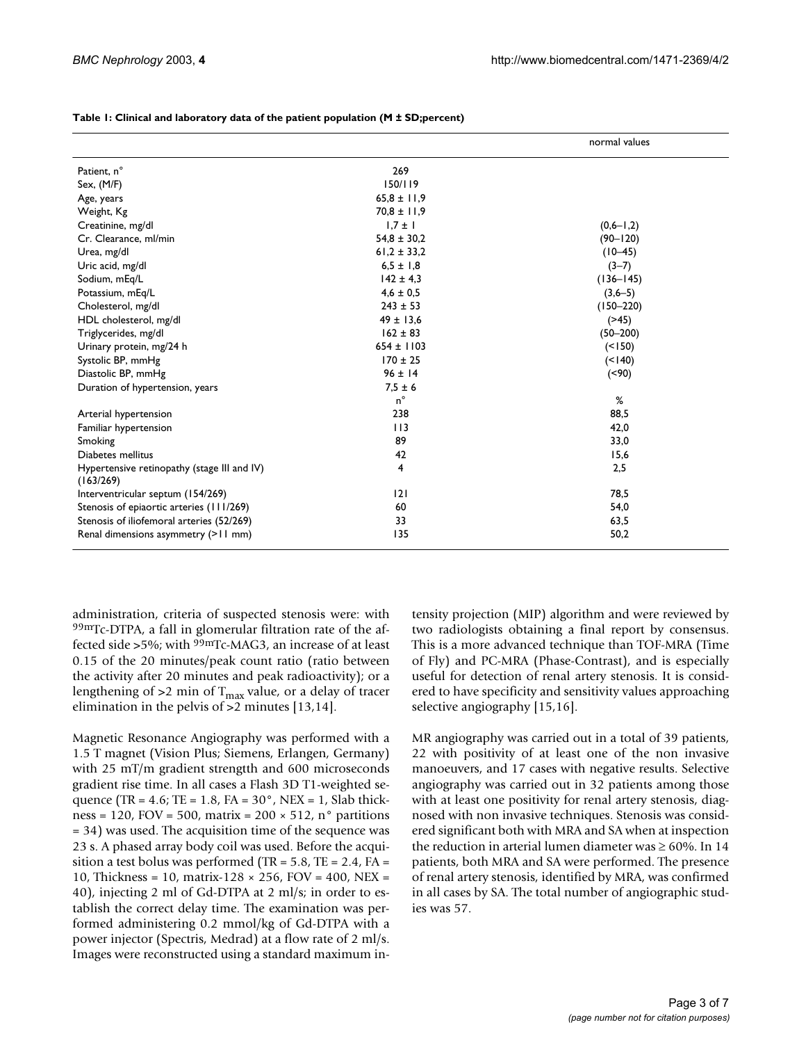**Table 1: Clinical and laboratory data of the patient population (M ± SD;percent)**

| | | normal values |
|---|---|---|
| Patient, n° | 269 | |
| Sex, (M/F) | 150/119 | |
| Age, years | 65,8 ± 11,9 | |
| Weight, Kg | 70,8 ± 11,9 | |
| Creatinine, mg/dl | 1,7 ± 1 | (0,6–1,2) |
| Cr. Clearance, ml/min | 54,8 ± 30,2 | (90–120) |
| Urea, mg/dl | 61,2 ± 33,2 | (10–45) |
| Uric acid, mg/dl | 6,5 ± 1,8 | (3–7) |
| Sodium, mEq/L | 142 ± 4,3 | (136–145) |
| Potassium, mEq/L | 4,6 ± 0,5 | (3,6–5) |
| Cholesterol, mg/dl | 243 ± 53 | (150–220) |
| HDL cholesterol, mg/dl | 49 ± 13,6 | (>45) |
| Triglycerides, mg/dl | 162 ± 83 | (50–200) |
| Urinary protein, mg/24 h | 654 ± 1103 | (<150) |
| Systolic BP, mmHg | 170 ± 25 | (<140) |
| Diastolic BP, mmHg | 96 ± 14 | (<90) |
| Duration of hypertension, years | 7,5 ± 6 | |
| | n° | % |
| Arterial hypertension | 238 | 88,5 |
| Familiar hypertension | 113 | 42,0 |
| Smoking | 89 | 33,0 |
| Diabetes mellitus | 42 | 15,6 |
| Hypertensive retinopathy (stage III and IV) (163/269) | 4 | 2,5 |
| Interventricular septum (154/269) | 121 | 78,5 |
| Stenosis of epiaortic arteries (111/269) | 60 | 54,0 |
| Stenosis of iliofemoral arteries (52/269) | 33 | 63,5 |
| Renal dimensions asymmetry (>11 mm) | 135 | 50,2 |

administration, criteria of suspected stenosis were: with $^{99m}$Tc-DTPA, a fall in glomerular filtration rate of the affected side >5%; with $^{99m}$Tc-MAG3, an increase of at least 0.15 of the 20 minutes/peak count ratio (ratio between the activity after 20 minutes and peak radioactivity); or a lengthening of >2 min of $T_{max}$ value, or a delay of tracer elimination in the pelvis of >2 minutes [13,14].

Magnetic Resonance Angiography was performed with a 1.5 T magnet (Vision Plus; Siemens, Erlangen, Germany) with 25 mT/m gradient strengtth and 600 microseconds gradient rise time. In all cases a Flash 3D T1-weighted sequence (TR = 4.6; TE = 1.8, FA = 30°, NEX = 1, Slab thickness = 120, FOV = 500, matrix = 200 × 512, n° partitions = 34) was used. The acquisition time of the sequence was 23 s. A phased array body coil was used. Before the acquisition a test bolus was performed (TR = 5.8, TE = 2.4, FA = 10, Thickness = 10, matrix-128 × 256, FOV = 400, NEX = 40), injecting 2 ml of Gd-DTPA at 2 ml/s; in order to establish the correct delay time. The examination was performed administering 0.2 mmol/kg of Gd-DTPA with a power injector (Spectris, Medrad) at a flow rate of 2 ml/s. Images were reconstructed using a standard maximum intensity projection (MIP) algorithm and were reviewed by two radiologists obtaining a final report by consensus. This is a more advanced technique than TOF-MRA (Time of Fly) and PC-MRA (Phase-Contrast), and is especially useful for detection of renal artery stenosis. It is considered to have specificity and sensitivity values approaching selective angiography [15,16].

MR angiography was carried out in a total of 39 patients, 22 with positivity of at least one of the non invasive manoeuvers, and 17 cases with negative results. Selective angiography was carried out in 32 patients among those with at least one positivity for renal artery stenosis, diagnosed with non invasive techniques. Stenosis was considered significant both with MRA and SA when at inspection the reduction in arterial lumen diameter was ≥ 60%. In 14 patients, both MRA and SA were performed. The presence of renal artery stenosis, identified by MRA, was confirmed in all cases by SA. The total number of angiographic studies was 57.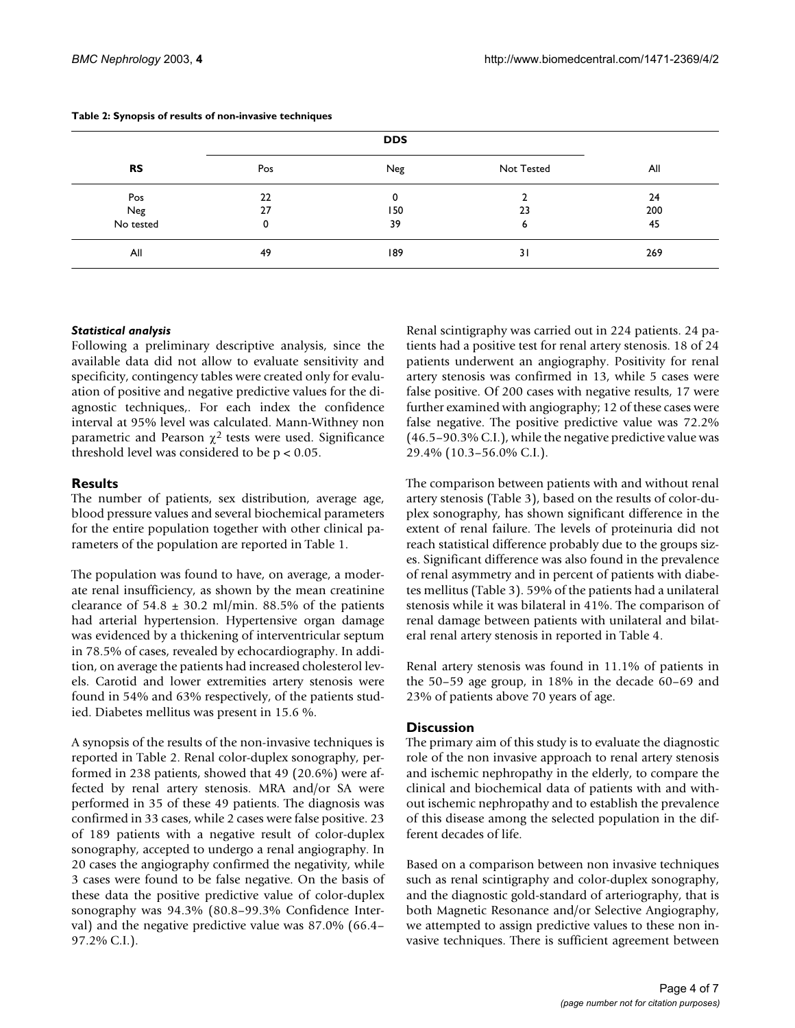**Table 2: Synopsis of results of non-invasive techniques**

| RS | DDS | | | All |
|---|---|---|---|---|
| | Pos | Neg | Not Tested | |
| Pos | 22 | 0 | 2 | 24 |
| Neg | 27 | 150 | 23 | 200 |
| No tested | 0 | 39 | 6 | 45 |
| All | 49 | 189 | 31 | 269 |

### *Statistical analysis*

Following a preliminary descriptive analysis, since the available data did not allow to evaluate sensitivity and specificity, contingency tables were created only for evaluation of positive and negative predictive values for the diagnostic techniques,. For each index the confidence interval at 95% level was calculated. Mann-Withney non parametric and Pearson $\chi^2$ tests were used. Significance threshold level was considered to be $p < 0.05$.

## Results

The number of patients, sex distribution, average age, blood pressure values and several biochemical parameters for the entire population together with other clinical parameters of the population are reported in Table 1.

The population was found to have, on average, a moderate renal insufficiency, as shown by the mean creatinine clearance of 54.8 ± 30.2 ml/min. 88.5% of the patients had arterial hypertension. Hypertensive organ damage was evidenced by a thickening of interventricular septum in 78.5% of cases, revealed by echocardiography. In addition, on average the patients had increased cholesterol levels. Carotid and lower extremities artery stenosis were found in 54% and 63% respectively, of the patients studied. Diabetes mellitus was present in 15.6 %.

A synopsis of the results of the non-invasive techniques is reported in Table 2. Renal color-duplex sonography, performed in 238 patients, showed that 49 (20.6%) were affected by renal artery stenosis. MRA and/or SA were performed in 35 of these 49 patients. The diagnosis was confirmed in 33 cases, while 2 cases were false positive. 23 of 189 patients with a negative result of color-duplex sonography, accepted to undergo a renal angiography. In 20 cases the angiography confirmed the negativity, while 3 cases were found to be false negative. On the basis of these data the positive predictive value of color-duplex sonography was 94.3% (80.8–99.3% Confidence Interval) and the negative predictive value was 87.0% (66.4–97.2% C.I.).

Renal scintigraphy was carried out in 224 patients. 24 patients had a positive test for renal artery stenosis. 18 of 24 patients underwent an angiography. Positivity for renal artery stenosis was confirmed in 13, while 5 cases were false positive. Of 200 cases with negative results, 17 were further examined with angiography; 12 of these cases were false negative. The positive predictive value was 72.2% (46.5–90.3% C.I.), while the negative predictive value was 29.4% (10.3–56.0% C.I.).

The comparison between patients with and without renal artery stenosis (Table 3), based on the results of color-duplex sonography, has shown significant difference in the extent of renal failure. The levels of proteinuria did not reach statistical difference probably due to the groups sizes. Significant difference was also found in the prevalence of renal asymmetry and in percent of patients with diabetes mellitus (Table 3). 59% of the patients had a unilateral stenosis while it was bilateral in 41%. The comparison of renal damage between patients with unilateral and bilateral renal artery stenosis in reported in Table 4.

Renal artery stenosis was found in 11.1% of patients in the 50–59 age group, in 18% in the decade 60–69 and 23% of patients above 70 years of age.

## Discussion

The primary aim of this study is to evaluate the diagnostic role of the non invasive approach to renal artery stenosis and ischemic nephropathy in the elderly, to compare the clinical and biochemical data of patients with and without ischemic nephropathy and to establish the prevalence of this disease among the selected population in the different decades of life.

Based on a comparison between non invasive techniques such as renal scintigraphy and color-duplex sonography, and the diagnostic gold-standard of arteriography, that is both Magnetic Resonance and/or Selective Angiography, we attempted to assign predictive values to these non invasive techniques. There is sufficient agreement between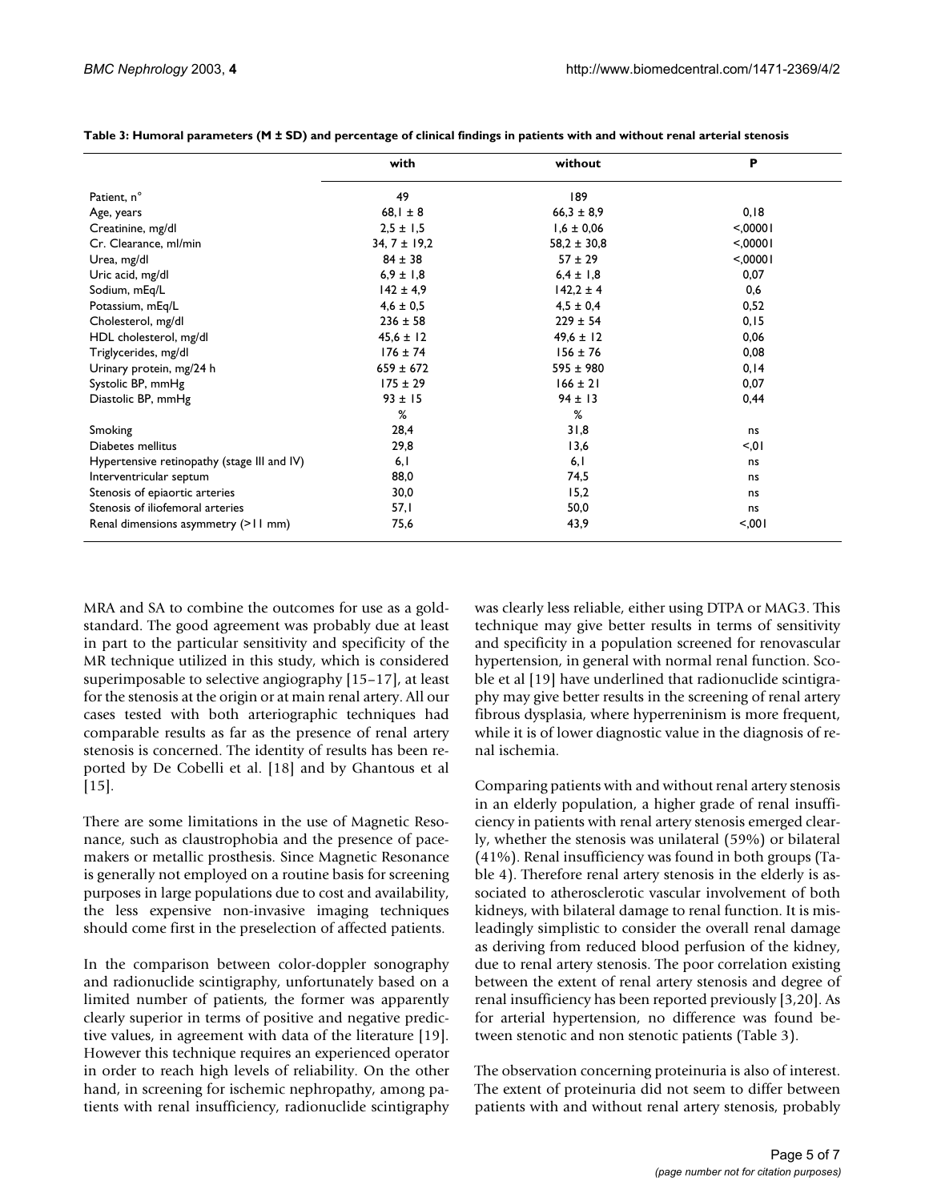**Table 3: Humoral parameters (M ± SD) and percentage of clinical findings in patients with and without renal arterial stenosis**

| | with | without | P |
|---|---|---|---|
| Patient, n° | 49 | 189 | |
| Age, years | 68,1 ± 8 | 66,3 ± 8,9 | 0,18 |
| Creatinine, mg/dl | 2,5 ± 1,5 | 1,6 ± 0,06 | <,00001 |
| Cr. Clearance, ml/min | 34, 7 ± 19,2 | 58,2 ± 30,8 | <,00001 |
| Urea, mg/dl | 84 ± 38 | 57 ± 29 | <,00001 |
| Uric acid, mg/dl | 6,9 ± 1,8 | 6,4 ± 1,8 | 0,07 |
| Sodium, mEq/L | 142 ± 4,9 | 142,2 ± 4 | 0,6 |
| Potassium, mEq/L | 4,6 ± 0,5 | 4,5 ± 0,4 | 0,52 |
| Cholesterol, mg/dl | 236 ± 58 | 229 ± 54 | 0,15 |
| HDL cholesterol, mg/dl | 45,6 ± 12 | 49,6 ± 12 | 0,06 |
| Triglycerides, mg/dl | 176 ± 74 | 156 ± 76 | 0,08 |
| Urinary protein, mg/24 h | 659 ± 672 | 595 ± 980 | 0,14 |
| Systolic BP, mmHg | 175 ± 29 | 166 ± 21 | 0,07 |
| Diastolic BP, mmHg | 93 ± 15 | 94 ± 13 | 0,44 |
| | % | % | |
| Smoking | 28,4 | 31,8 | ns |
| Diabetes mellitus | 29,8 | 13,6 | <,01 |
| Hypertensive retinopathy (stage III and IV) | 6,1 | 6,1 | ns |
| Interventricular septum | 88,0 | 74,5 | ns |
| Stenosis of epiaortic arteries | 30,0 | 15,2 | ns |
| Stenosis of iliofemoral arteries | 57,1 | 50,0 | ns |
| Renal dimensions asymmetry (>11 mm) | 75,6 | 43,9 | <,001 |

MRA and SA to combine the outcomes for use as a gold-standard. The good agreement was probably due at least in part to the particular sensitivity and specificity of the MR technique utilized in this study, which is considered superimposable to selective angiography [15–17], at least for the stenosis at the origin or at main renal artery. All our cases tested with both arteriographic techniques had comparable results as far as the presence of renal artery stenosis is concerned. The identity of results has been reported by De Cobelli et al. [18] and by Ghantous et al [15].

There are some limitations in the use of Magnetic Resonance, such as claustrophobia and the presence of pacemakers or metallic prosthesis. Since Magnetic Resonance is generally not employed on a routine basis for screening purposes in large populations due to cost and availability, the less expensive non-invasive imaging techniques should come first in the preselection of affected patients.

In the comparison between color-doppler sonography and radionuclide scintigraphy, unfortunately based on a limited number of patients, the former was apparently clearly superior in terms of positive and negative predictive values, in agreement with data of the literature [19]. However this technique requires an experienced operator in order to reach high levels of reliability. On the other hand, in screening for ischemic nephropathy, among patients with renal insufficiency, radionuclide scintigraphy was clearly less reliable, either using DTPA or MAG3. This technique may give better results in terms of sensitivity and specificity in a population screened for renovascular hypertension, in general with normal renal function. Scoble et al [19] have underlined that radionuclide scintigraphy may give better results in the screening of renal artery fibrous dysplasia, where hyperreninism is more frequent, while it is of lower diagnostic value in the diagnosis of renal ischemia.

Comparing patients with and without renal artery stenosis in an elderly population, a higher grade of renal insufficiency in patients with renal artery stenosis emerged clearly, whether the stenosis was unilateral (59%) or bilateral (41%). Renal insufficiency was found in both groups (Table 4). Therefore renal artery stenosis in the elderly is associated to atherosclerotic vascular involvement of both kidneys, with bilateral damage to renal function. It is misleadingly simplistic to consider the overall renal damage as deriving from reduced blood perfusion of the kidney, due to renal artery stenosis. The poor correlation existing between the extent of renal artery stenosis and degree of renal insufficiency has been reported previously [3,20]. As for arterial hypertension, no difference was found between stenotic and non stenotic patients (Table 3).

The observation concerning proteinuria is also of interest. The extent of proteinuria did not seem to differ between patients with and without renal artery stenosis, probably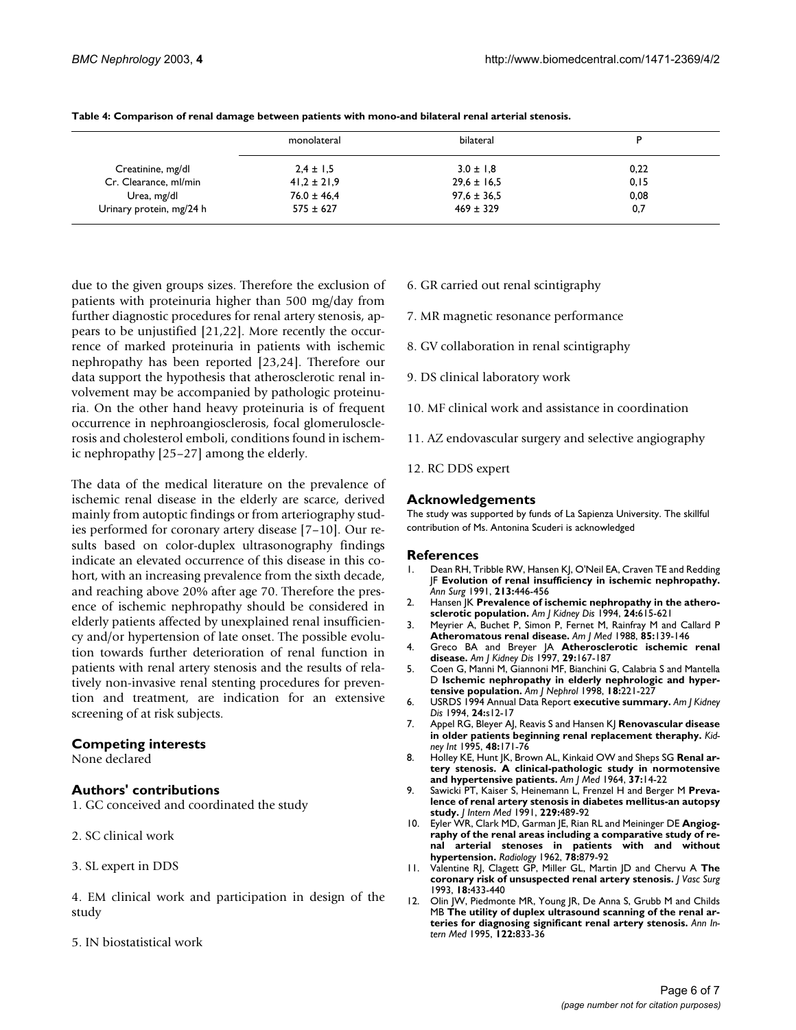**Table 4: Comparison of renal damage between patients with mono-and bilateral renal arterial stenosis.**

| | monolateral | bilateral | P |
|---|---|---|---|
| Creatinine, mg/dl | 2,4 ± 1,5 | 3.0 ± 1,8 | 0,22 |
| Cr. Clearance, ml/min | 41,2 ± 21,9 | 29,6 ± 16,5 | 0,15 |
| Urea, mg/dl | 76.0 ± 46,4 | 97,6 ± 36,5 | 0,08 |
| Urinary protein, mg/24 h | 575 ± 627 | 469 ± 329 | 0,7 |

due to the given groups sizes. Therefore the exclusion of patients with proteinuria higher than 500 mg/day from further diagnostic procedures for renal artery stenosis, appears to be unjustified [21,22]. More recently the occurrence of marked proteinuria in patients with ischemic nephropathy has been reported [23,24]. Therefore our data support the hypothesis that atherosclerotic renal involvement may be accompanied by pathologic proteinuria. On the other hand heavy proteinuria is of frequent occurrence in nephroangiosclerosis, focal glomerulosclerosis and cholesterol emboli, conditions found in ischemic nephropathy [25–27] among the elderly.

The data of the medical literature on the prevalence of ischemic renal disease in the elderly are scarce, derived mainly from autoptic findings or from arteriography studies performed for coronary artery disease [7–10]. Our results based on color-duplex ultrasonography findings indicate an elevated occurrence of this disease in this cohort, with an increasing prevalence from the sixth decade, and reaching above 20% after age 70. Therefore the presence of ischemic nephropathy should be considered in elderly patients affected by unexplained renal insufficiency and/or hypertension of late onset. The possible evolution towards further deterioration of renal function in patients with renal artery stenosis and the results of relatively non-invasive renal stenting procedures for prevention and treatment, are indication for an extensive screening of at risk subjects.

## Competing interests

None declared

## Authors' contributions

1. GC conceived and coordinated the study

2. SC clinical work

3. SL expert in DDS

4. EM clinical work and participation in design of the study

5. IN biostatistical work

6. GR carried out renal scintigraphy

7. MR magnetic resonance performance

8. GV collaboration in renal scintigraphy

9. DS clinical laboratory work

10. MF clinical work and assistance in coordination

11. AZ endovascular surgery and selective angiography

12. RC DDS expert

## Acknowledgements

The study was supported by funds of La Sapienza University. The skillful contribution of Ms. Antonina Scuderi is acknowledged

## References

1. Dean RH, Tribble RW, Hansen KJ, O'Neil EA, Craven TE and Redding JF **Evolution of renal insufficiency in ischemic nephropathy.** *Ann Surg* 1991, **213:**446-456
2. Hansen JK **Prevalence of ischemic nephropathy in the atherosclerotic population.** *Am J Kidney Dis* 1994, **24:**615-621
3. Meyrier A, Buchet P, Simon P, Fernet M, Rainfray M and Callard P **Atheromatous renal disease.** *Am J Med* 1988, **85:**139-146
4. Greco BA and Breyer JA **Atherosclerotic ischemic renal disease.** *Am J Kidney Dis* 1997, **29:**167-187
5. Coen G, Manni M, Giannoni MF, Bianchini G, Calabria S and Mantella D **Ischemic nephropathy in elderly nephrologic and hypertensive population.** *Am J Nephrol* 1998, **18:**221-227
6. USRDS 1994 Annual Data Report **executive summary.** *Am J Kidney Dis* 1994, **24:**s12-17
7. Appel RG, Bleyer AJ, Reavis S and Hansen KJ **Renovascular disease in older patients beginning renal replacement theraphy.** *Kidney Int* 1995, **48:**171-76
8. Holley KE, Hunt JK, Brown AL, Kinkaid OW and Sheps SG **Renal artery stenosis. A clinical-pathologic study in normotensive and hypertensive patients.** *Am J Med* 1964, **37:**14-22
9. Sawicki PT, Kaiser S, Heinemann L, Frenzel H and Berger M **Prevalence of renal artery stenosis in diabetes mellitus-an autopsy study.** *J Intern Med* 1991, **229:**489-92
10. Eyler WR, Clark MD, Garman JE, Rian RL and Meininger DE **Angiography of the renal areas including a comparative study of renal arterial stenoses in patients with and without hypertension.** *Radiology* 1962, **78:**879-92
11. Valentine RJ, Clagett GP, Miller GL, Martin JD and Chervu A **The coronary risk of unsuspected renal artery stenosis.** *J Vasc Surg* 1993, **18:**433-440
12. Olin JW, Piedmonte MR, Young JR, De Anna S, Grubb M and Childs MB **The utility of duplex ultrasound scanning of the renal arteries for diagnosing significant renal artery stenosis.** *Ann Intern Med* 1995, **122:**833-36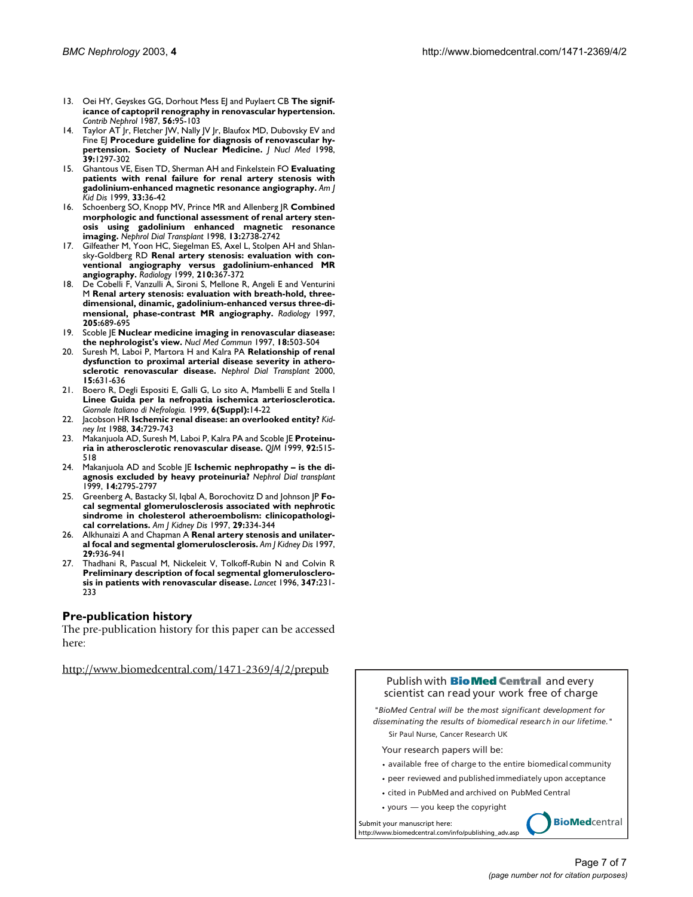13. Oei HY, Geyskes GG, Dorhout Mess EJ and Puylaert CB **The significance of captopril renography in renovascular hypertension.** *Contrib Nephrol* 1987, **56:**95-103
14. Taylor AT Jr, Fletcher JW, Nally JV Jr, Blaufox MD, Dubovsky EV and Fine EJ **Procedure guideline for diagnosis of renovascular hypertension. Society of Nuclear Medicine.** *J Nucl Med* 1998, **39:**1297-302
15. Ghantous VE, Eisen TD, Sherman AH and Finkelstein FO **Evaluating patients with renal failure for renal artery stenosis with gadolinium-enhanced magnetic resonance angiography.** *Am J Kid Dis* 1999, **33:**36-42
16. Schoenberg SO, Knopp MV, Prince MR and Allenberg JR **Combined morphologic and functional assessment of renal artery stenosis using gadolinium enhanced magnetic resonance imaging.** *Nephrol Dial Transplant* 1998, **13:**2738-2742
17. Gilfeather M, Yoon HC, Siegelman ES, Axel L, Stolpen AH and Shlansky-Goldberg RD **Renal artery stenosis: evaluation with conventional angiography versus gadolinium-enhanced MR angiography.** *Radiology* 1999, **210:**367-372
18. De Cobelli F, Vanzulli A, Sironi S, Mellone R, Angeli E and Venturini M **Renal artery stenosis: evaluation with breath-hold, three-dimensional, dynamic, gadolinium-enhanced versus three-dimensional, phase-contrast MR angiography.** *Radiology* 1997, **205:**689-695
19. Scoble JE **Nuclear medicine imaging in renovascular diasease: the nephrologist's view.** *Nucl Med Commun* 1997, **18:**503-504
20. Suresh M, Laboi P, Martora H and Kalra PA **Relationship of renal dysfunction to proximal arterial disease severity in atherosclerotic renovascular disease.** *Nephrol Dial Transplant* 2000, **15:**631-636
21. Boero R, Degli Espositi E, Galli G, Lo sito A, Mambelli E and Stella I **Linee Guida per la nefropatia ischemica arteriosclerotica.** *Giornale Italiano di Nefrologia.* 1999, **6(Suppl):**14-22
22. Jacobson HR **Ischemic renal disease: an overlooked entity?** *Kidney Int* 1988, **34:**729-743
23. Makanjuola AD, Suresh M, Laboi P, Kalra PA and Scoble JE **Proteinuria in atherosclerotic renovascular disease.** *QJM* 1999, **92:**515-518
24. Makanjuola AD and Scoble JE **Ischemic nephropathy – is the diagnosis excluded by heavy proteinuria?** *Nephrol Dial transplant* 1999, **14:**2795-2797
25. Greenberg A, Bastacky SI, Iqbal A, Borochovitz D and Johnson JP **Focal segmental glomerulosclerosis associated with nephrotic sindrome in cholesterol atheroembolism: clinicopathological correlations.** *Am J Kidney Dis* 1997, **29:**334-344
26. Alkhunaizi A and Chapman A **Renal artery stenosis and unilateral focal and segmental glomerulosclerosis.** *Am J Kidney Dis* 1997, **29:**936-941
27. Thadhani R, Pascual M, Nickeleit V, Tolkoff-Rubin N and Colvin R **Preliminary description of focal segmental glomerulosclerosis in patients with renovascular disease.** *Lancet* 1996, **347:**231-233

## Pre-publication history

The pre-publication history for this paper can be accessed here:

http://www.biomedcentral.com/1471-2369/4/2/prepub

Publish with **BioMed Central** and every scientist can read your work free of charge

*"BioMed Central will be the most significant development for disseminating the results of biomedical research in our lifetime."*
Sir Paul Nurse, Cancer Research UK

Your research papers will be:

- available free of charge to the entire biomedical community
- peer reviewed and published immediately upon acceptance
- cited in PubMed and archived on PubMed Central
- yours — you keep the copyright

Submit your manuscript here:
http://www.biomedcentral.com/info/publishing_adv.asp

**BioMed**central